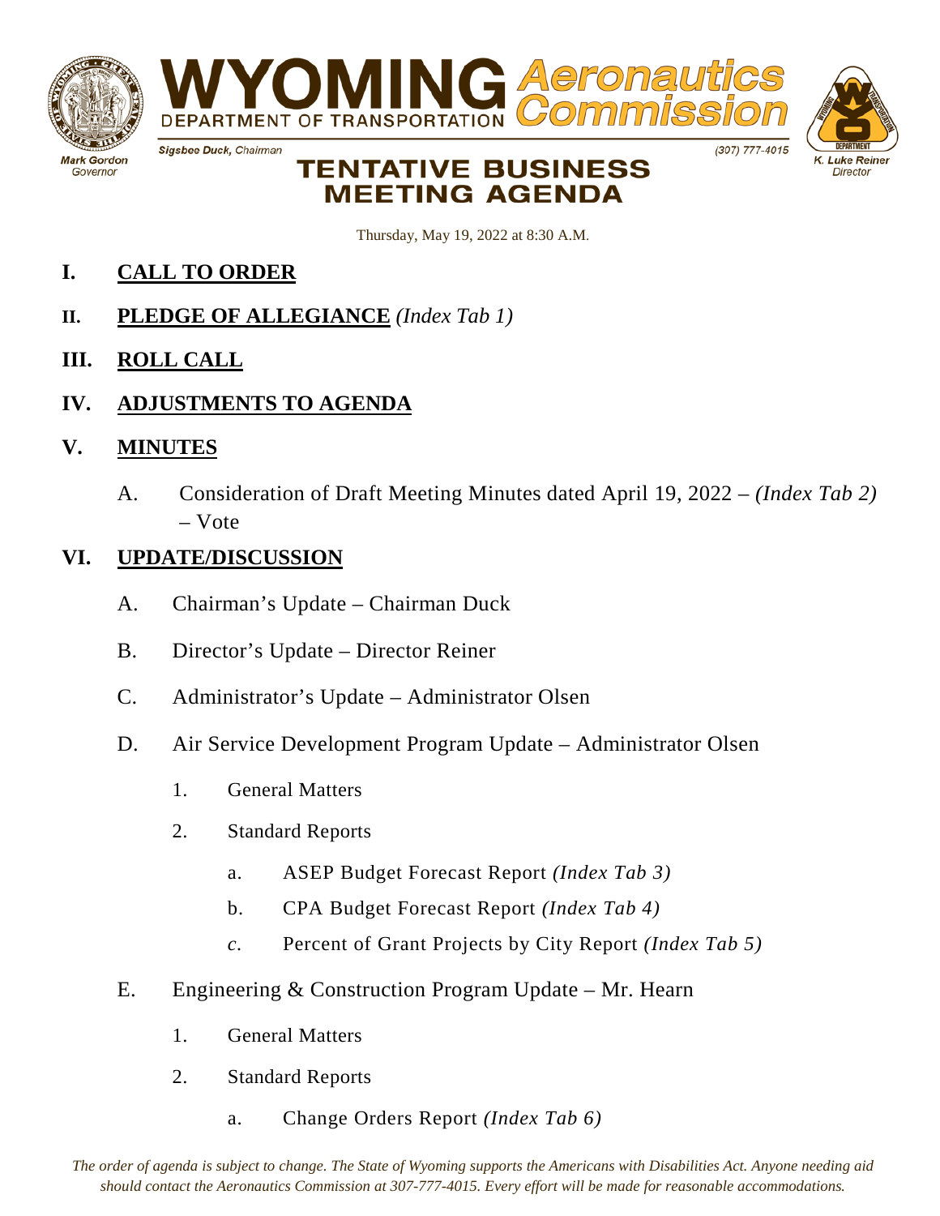# WYOMING Aeronautics Commission

DEPARTMENT OF TRANSPORTATION

Mark Gordon, Governor

Sigsbee Duck, Chairman

(307) 777-4015

K. Luke Reiner, Director

## TENTATIVE BUSINESS MEETING AGENDA

Thursday, May 19, 2022 at 8:30 A.M.

**I. CALL TO ORDER**

**II. PLEDGE OF ALLEGIANCE** *(Index Tab 1)*

**III. ROLL CALL**

**IV. ADJUSTMENTS TO AGENDA**

**V. MINUTES**

A. Consideration of Draft Meeting Minutes dated April 19, 2022 – *(Index Tab 2)* – Vote

**VI. UPDATE/DISCUSSION**

A. Chairman's Update – Chairman Duck

B. Director's Update – Director Reiner

C. Administrator's Update – Administrator Olsen

D. Air Service Development Program Update – Administrator Olsen

1. General Matters
2. Standard Reports
   a. ASEP Budget Forecast Report *(Index Tab 3)*
   b. CPA Budget Forecast Report *(Index Tab 4)*
   *c.* Percent of Grant Projects by City Report *(Index Tab 5)*

E. Engineering & Construction Program Update – Mr. Hearn

1. General Matters
2. Standard Reports
   a. Change Orders Report *(Index Tab 6)*

*The order of agenda is subject to change. The State of Wyoming supports the Americans with Disabilities Act. Anyone needing aid should contact the Aeronautics Commission at 307-777-4015. Every effort will be made for reasonable accommodations.*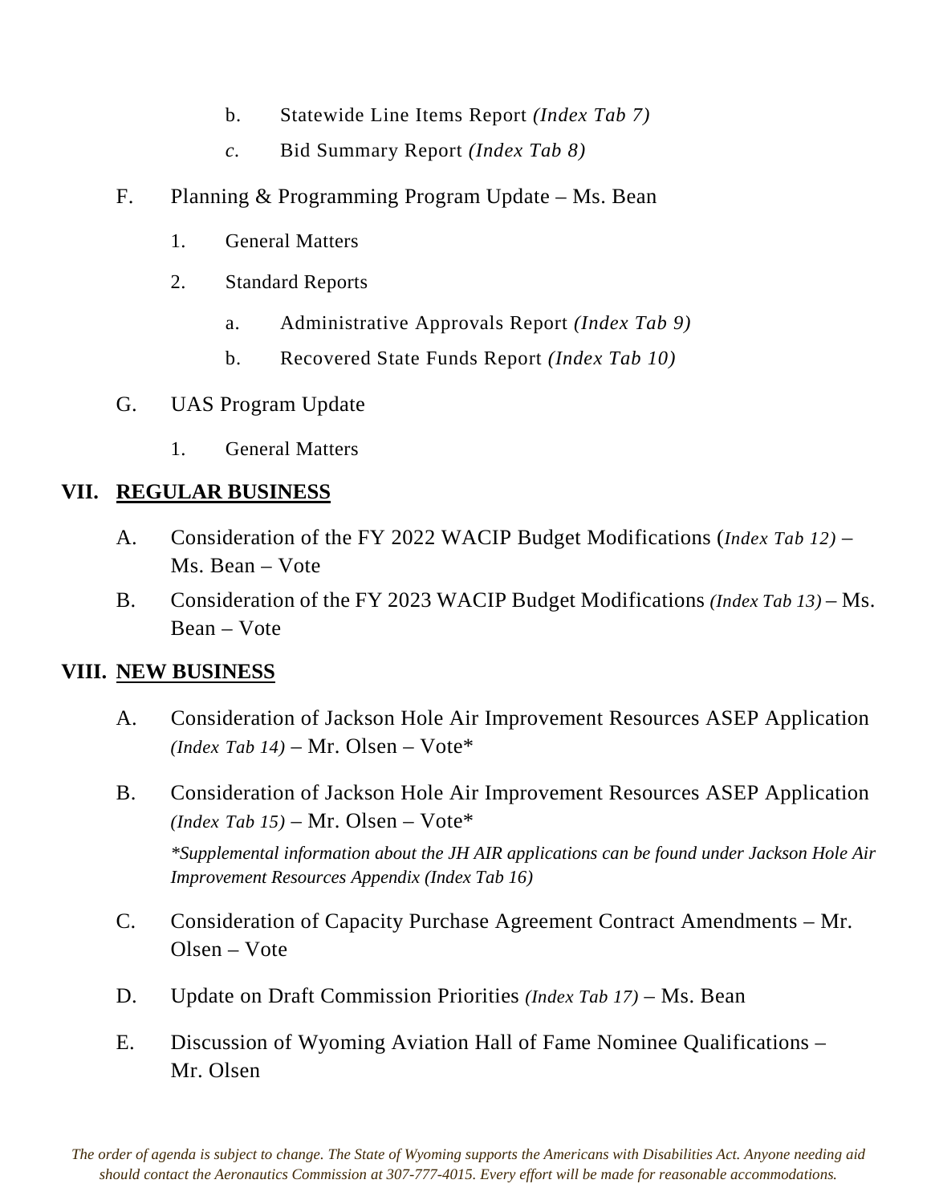b. Statewide Line Items Report *(Index Tab 7)*

*c.* Bid Summary Report *(Index Tab 8)*

F. Planning & Programming Program Update – Ms. Bean

1. General Matters

2. Standard Reports

a. Administrative Approvals Report *(Index Tab 9)*

b. Recovered State Funds Report *(Index Tab 10)*

G. UAS Program Update

1. General Matters

## VII. REGULAR BUSINESS

A. Consideration of the FY 2022 WACIP Budget Modifications (*Index Tab 12)* – Ms. Bean – Vote

B. Consideration of the FY 2023 WACIP Budget Modifications *(Index Tab 13)* – Ms. Bean – Vote

## VIII. NEW BUSINESS

A. Consideration of Jackson Hole Air Improvement Resources ASEP Application *(Index Tab 14)* – Mr. Olsen – Vote*

B. Consideration of Jackson Hole Air Improvement Resources ASEP Application *(Index Tab 15)* – Mr. Olsen – Vote*

*\*Supplemental information about the JH AIR applications can be found under Jackson Hole Air Improvement Resources Appendix (Index Tab 16)*

C. Consideration of Capacity Purchase Agreement Contract Amendments – Mr. Olsen – Vote

D. Update on Draft Commission Priorities *(Index Tab 17)* – Ms. Bean

E. Discussion of Wyoming Aviation Hall of Fame Nominee Qualifications – Mr. Olsen

*The order of agenda is subject to change. The State of Wyoming supports the Americans with Disabilities Act. Anyone needing aid should contact the Aeronautics Commission at 307-777-4015. Every effort will be made for reasonable accommodations.*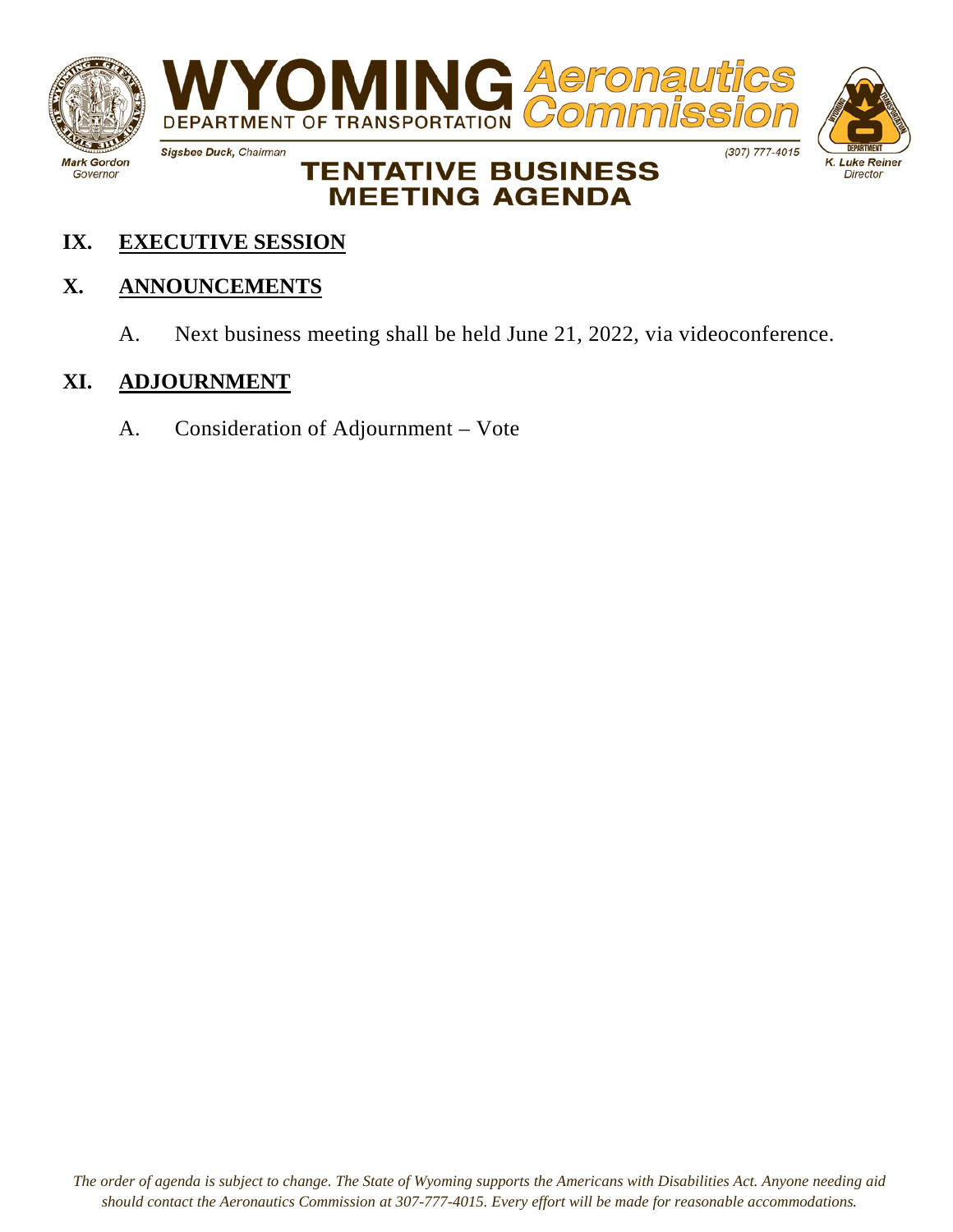## IX. EXECUTIVE SESSION

## X. ANNOUNCEMENTS

A. Next business meeting shall be held June 21, 2022, via videoconference.

## XI. ADJOURNMENT

A. Consideration of Adjournment – Vote

*The order of agenda is subject to change. The State of Wyoming supports the Americans with Disabilities Act. Anyone needing aid should contact the Aeronautics Commission at 307-777-4015. Every effort will be made for reasonable accommodations.*